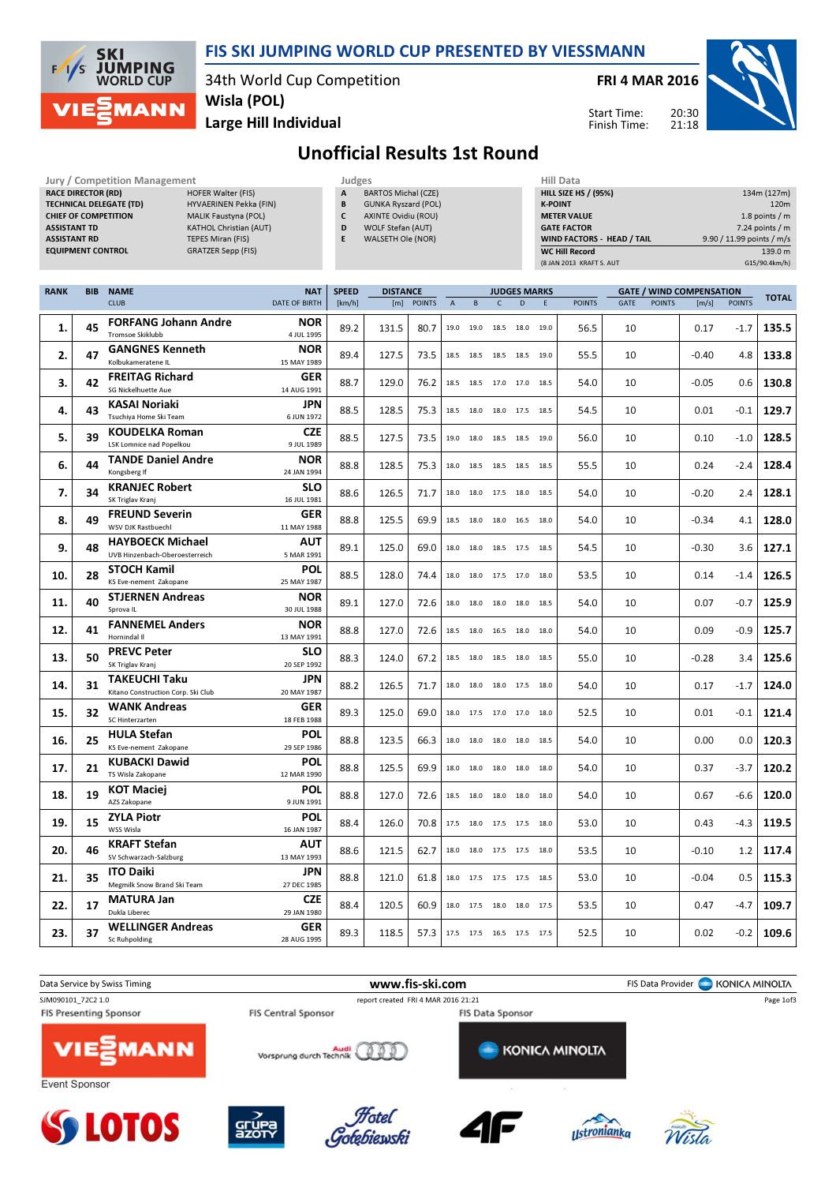# FIS SKI JUMPING WORLD CUP PRESENTED BY VIESSMANN

34th World Cup Competition
**Wisla (POL)**
**Large Hill Individual**

**FRI 4 MAR 2016**

Start Time: 20:30
Finish Time: 21:18

## Unofficial Results 1st Round

| Jury / Competition Management | |
|---|---|
| RACE DIRECTOR (RD) | HOFER Walter (FIS) |
| TECHNICAL DELEGATE (TD) | HYVAERINEN Pekka (FIN) |
| CHIEF OF COMPETITION | MALIK Faustyna (POL) |
| ASSISTANT TD | KATHOL Christian (AUT) |
| ASSISTANT RD | TEPES Miran (FIS) |
| EQUIPMENT CONTROL | GRATZER Sepp (FIS) |

| Judges | |
|---|---|
| A | BARTOS Michal (CZE) |
| B | GUNKA Ryszard (POL) |
| C | AXINTE Ovidiu (ROU) |
| D | WOLF Stefan (AUT) |
| E | WALSETH Ole (NOR) |

| Hill Data | |
|---|---|
| HILL SIZE HS / (95%) | 134m (127m) |
| K-POINT | 120m |
| METER VALUE | 1.8 points / m |
| GATE FACTOR | 7.24 points / m |
| WIND FACTORS - HEAD / TAIL | 9.90 / 11.99 points / m/s |
| WC Hill Record (8 JAN 2013 KRAFT S. AUT) | 139.0 m (G15/90.4km/h) |

| RANK | BIB | NAME / CLUB | NAT / DATE OF BIRTH | SPEED [km/h] | DISTANCE [m] | DISTANCE POINTS | A | B | C | D | E | JUDGES POINTS | GATE | GATE POINTS | WIND [m/s] | WIND POINTS | TOTAL |
|---|---|---|---|---|---|---|---|---|---|---|---|---|---|---|---|---|---|
| 1. | 45 | FORFANG Johann Andre / Tromsoe Skiklubb | NOR / 4 JUL 1995 | 89.2 | 131.5 | 80.7 | 19.0 | 19.0 | 18.5 | 18.0 | 19.0 | 56.5 | 10 | | 0.17 | -1.7 | 135.5 |
| 2. | 47 | GANGNES Kenneth / Kolbukameratene IL | NOR / 15 MAY 1989 | 89.4 | 127.5 | 73.5 | 18.5 | 18.5 | 18.5 | 18.5 | 19.0 | 55.5 | 10 | | -0.40 | 4.8 | 133.8 |
| 3. | 42 | FREITAG Richard / SG Nickelhuette Aue | GER / 14 AUG 1991 | 88.7 | 129.0 | 76.2 | 18.5 | 18.5 | 17.0 | 17.0 | 18.5 | 54.0 | 10 | | -0.05 | 0.6 | 130.8 |
| 4. | 43 | KASAI Noriaki / Tsuchiya Home Ski Team | JPN / 6 JUN 1972 | 88.5 | 128.5 | 75.3 | 18.5 | 18.0 | 18.0 | 17.5 | 18.5 | 54.5 | 10 | | 0.01 | -0.1 | 129.7 |
| 5. | 39 | KOUDELKA Roman / LSK Lomnice nad Popelkou | CZE / 9 JUL 1989 | 88.5 | 127.5 | 73.5 | 19.0 | 18.0 | 18.5 | 18.5 | 19.0 | 56.0 | 10 | | 0.10 | -1.0 | 128.5 |
| 6. | 44 | TANDE Daniel Andre / Kongsberg If | NOR / 24 JAN 1994 | 88.8 | 128.5 | 75.3 | 18.0 | 18.5 | 18.5 | 18.5 | 18.5 | 55.5 | 10 | | 0.24 | -2.4 | 128.4 |
| 7. | 34 | KRANJEC Robert / SK Triglav Kranj | SLO / 16 JUL 1981 | 88.6 | 126.5 | 71.7 | 18.0 | 18.0 | 17.5 | 18.0 | 18.5 | 54.0 | 10 | | -0.20 | 2.4 | 128.1 |
| 8. | 49 | FREUND Severin / WSV DJK Rastbuechl | GER / 11 MAY 1988 | 88.8 | 125.5 | 69.9 | 18.5 | 18.0 | 18.0 | 16.5 | 18.0 | 54.0 | 10 | | -0.34 | 4.1 | 128.0 |
| 9. | 48 | HAYBOECK Michael / UVB Hinzenbach-Oberoesterreich | AUT / 5 MAR 1991 | 89.1 | 125.0 | 69.0 | 18.0 | 18.0 | 18.5 | 17.5 | 18.5 | 54.5 | 10 | | -0.30 | 3.6 | 127.1 |
| 10. | 28 | STOCH Kamil / KS Eve-nement Zakopane | POL / 25 MAY 1987 | 88.5 | 128.0 | 74.4 | 18.0 | 18.0 | 17.5 | 17.0 | 18.0 | 53.5 | 10 | | 0.14 | -1.4 | 126.5 |
| 11. | 40 | STJERNEN Andreas / Sprova IL | NOR / 30 JUL 1988 | 89.1 | 127.0 | 72.6 | 18.0 | 18.0 | 18.0 | 18.0 | 18.5 | 54.0 | 10 | | 0.07 | -0.7 | 125.9 |
| 12. | 41 | FANNEMEL Anders / Hornindal Il | NOR / 13 MAY 1991 | 88.8 | 127.0 | 72.6 | 18.5 | 18.0 | 16.5 | 18.0 | 18.0 | 54.0 | 10 | | 0.09 | -0.9 | 125.7 |
| 13. | 50 | PREVC Peter / SK Triglav Kranj | SLO / 20 SEP 1992 | 88.3 | 124.0 | 67.2 | 18.5 | 18.0 | 18.5 | 18.0 | 18.5 | 55.0 | 10 | | -0.28 | 3.4 | 125.6 |
| 14. | 31 | TAKEUCHI Taku / Kitano Construction Corp. Ski Club | JPN / 20 MAY 1987 | 88.2 | 126.5 | 71.7 | 18.0 | 18.0 | 18.0 | 17.5 | 18.0 | 54.0 | 10 | | 0.17 | -1.7 | 124.0 |
| 15. | 32 | WANK Andreas / SC Hinterzarten | GER / 18 FEB 1988 | 89.3 | 125.0 | 69.0 | 18.0 | 17.5 | 17.0 | 17.0 | 18.0 | 52.5 | 10 | | 0.01 | -0.1 | 121.4 |
| 16. | 25 | HULA Stefan / KS Eve-nement Zakopane | POL / 29 SEP 1986 | 88.8 | 123.5 | 66.3 | 18.0 | 18.0 | 18.0 | 18.0 | 18.5 | 54.0 | 10 | | 0.00 | 0.0 | 120.3 |
| 17. | 21 | KUBACKI Dawid / TS Wisla Zakopane | POL / 12 MAR 1990 | 88.8 | 125.5 | 69.9 | 18.0 | 18.0 | 18.0 | 18.0 | 18.0 | 54.0 | 10 | | 0.37 | -3.7 | 120.2 |
| 18. | 19 | KOT Maciej / AZS Zakopane | POL / 9 JUN 1991 | 88.8 | 127.0 | 72.6 | 18.5 | 18.0 | 18.0 | 18.0 | 18.0 | 54.0 | 10 | | 0.67 | -6.6 | 120.0 |
| 19. | 15 | ZYLA Piotr / WSS Wisla | POL / 16 JAN 1987 | 88.4 | 126.0 | 70.8 | 17.5 | 18.0 | 17.5 | 17.5 | 18.0 | 53.0 | 10 | | 0.43 | -4.3 | 119.5 |
| 20. | 46 | KRAFT Stefan / SV Schwarzach-Salzburg | AUT / 13 MAY 1993 | 88.6 | 121.5 | 62.7 | 18.0 | 18.0 | 17.5 | 17.5 | 18.0 | 53.5 | 10 | | -0.10 | 1.2 | 117.4 |
| 21. | 35 | ITO Daiki / Megmilk Snow Brand Ski Team | JPN / 27 DEC 1985 | 88.8 | 121.0 | 61.8 | 18.0 | 17.5 | 17.5 | 17.5 | 18.5 | 53.0 | 10 | | -0.04 | 0.5 | 115.3 |
| 22. | 17 | MATURA Jan / Dukla Liberec | CZE / 29 JAN 1980 | 88.4 | 120.5 | 60.9 | 18.0 | 17.5 | 18.0 | 18.0 | 17.5 | 53.5 | 10 | | 0.47 | -4.7 | 109.7 |
| 23. | 37 | WELLINGER Andreas / Sc Ruhpolding | GER / 28 AUG 1995 | 89.3 | 118.5 | 57.3 | 17.5 | 17.5 | 16.5 | 17.5 | 17.5 | 52.5 | 10 | | 0.02 | -0.2 | 109.6 |

Data Service by Swiss Timing — www.fis-ski.com — FIS Data Provider KONICA MINOLTA

SJM090101_72C2 1.0 — report created FRI 4 MAR 2016 21:21

FIS Presenting Sponsor: VIESSMANN — FIS Central Sponsor: Audi — FIS Data Sponsor: KONICA MINOLTA

Event Sponsor: LOTOS, Grupa Azoty, Hotel Gołębiewski, 4F, Ustronianka, Wisła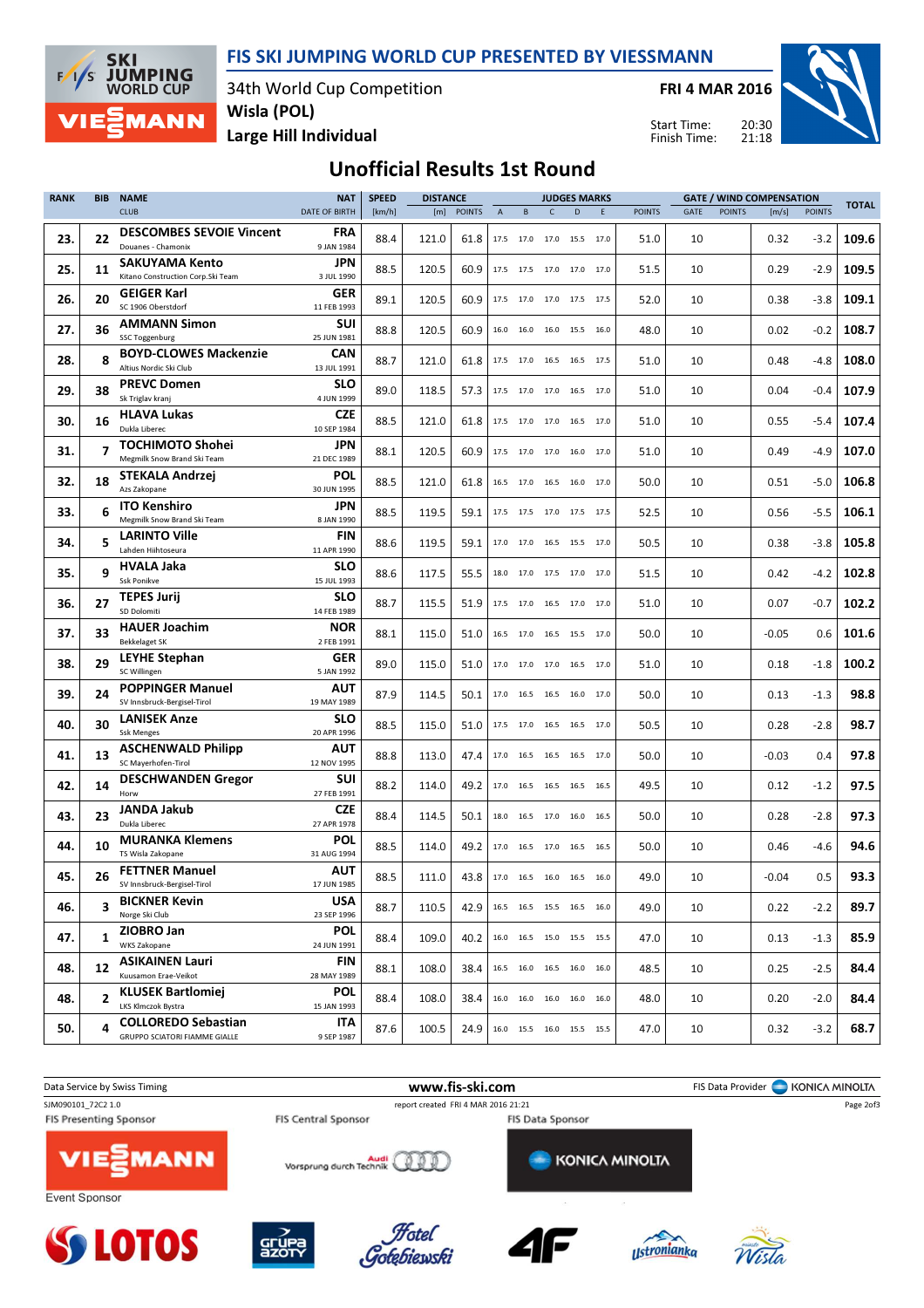# FIS SKI JUMPING WORLD CUP PRESENTED BY VIESSMANN

34th World Cup Competition
**Wisla (POL)**
**Large Hill Individual**

**FRI 4 MAR 2016**

Start Time: 20:30
Finish Time: 21:18

## Unofficial Results 1st Round

| RANK | BIB | NAME / CLUB | NAT / DATE OF BIRTH | SPEED [km/h] | DISTANCE [m] | DISTANCE POINTS | A | B | C | D | E | JUDGES POINTS | GATE | GATE POINTS | WIND [m/s] | WIND POINTS | TOTAL |
|---|---|---|---|---|---|---|---|---|---|---|---|---|---|---|---|---|---|
| 23. | 22 | **DESCOMBES SEVOIE Vincent** Douanes - Chamonix | FRA 9 JAN 1984 | 88.4 | 121.0 | 61.8 | 17.5 | 17.0 | 17.0 | 15.5 | 17.0 | 51.0 | 10 | | 0.32 | -3.2 | 109.6 |
| 25. | 11 | **SAKUYAMA Kento** Kitano Construction Corp.Ski Team | JPN 3 JUL 1990 | 88.5 | 120.5 | 60.9 | 17.5 | 17.5 | 17.0 | 17.0 | 17.0 | 51.5 | 10 | | 0.29 | -2.9 | 109.5 |
| 26. | 20 | **GEIGER Karl** SC 1906 Oberstdorf | GER 11 FEB 1993 | 89.1 | 120.5 | 60.9 | 17.5 | 17.0 | 17.0 | 17.5 | 17.5 | 52.0 | 10 | | 0.38 | -3.8 | 109.1 |
| 27. | 36 | **AMMANN Simon** SSC Toggenburg | SUI 25 JUN 1981 | 88.8 | 120.5 | 60.9 | 16.0 | 16.0 | 16.0 | 15.5 | 16.0 | 48.0 | 10 | | 0.02 | -0.2 | 108.7 |
| 28. | 8 | **BOYD-CLOWES Mackenzie** Altius Nordic Ski Club | CAN 13 JUL 1991 | 88.7 | 121.0 | 61.8 | 17.5 | 17.0 | 16.5 | 16.5 | 17.5 | 51.0 | 10 | | 0.48 | -4.8 | 108.0 |
| 29. | 38 | **PREVC Domen** Sk Triglav kranj | SLO 4 JUN 1999 | 89.0 | 118.5 | 57.3 | 17.5 | 17.0 | 17.0 | 16.5 | 17.0 | 51.0 | 10 | | 0.04 | -0.4 | 107.9 |
| 30. | 16 | **HLAVA Lukas** Dukla Liberec | CZE 10 SEP 1984 | 88.5 | 121.0 | 61.8 | 17.5 | 17.0 | 17.0 | 16.5 | 17.0 | 51.0 | 10 | | 0.55 | -5.4 | 107.4 |
| 31. | 7 | **TOCHIMOTO Shohei** Megmilk Snow Brand Ski Team | JPN 21 DEC 1989 | 88.1 | 120.5 | 60.9 | 17.5 | 17.0 | 17.0 | 16.0 | 17.0 | 51.0 | 10 | | 0.49 | -4.9 | 107.0 |
| 32. | 18 | **STEKALA Andrzej** Azs Zakopane | POL 30 JUN 1995 | 88.5 | 121.0 | 61.8 | 16.5 | 17.0 | 16.5 | 16.0 | 17.0 | 50.0 | 10 | | 0.51 | -5.0 | 106.8 |
| 33. | 6 | **ITO Kenshiro** Megmilk Snow Brand Ski Team | JPN 8 JAN 1990 | 88.5 | 119.5 | 59.1 | 17.5 | 17.5 | 17.0 | 17.5 | 17.5 | 52.5 | 10 | | 0.56 | -5.5 | 106.1 |
| 34. | 5 | **LARINTO Ville** Lahden Hiihtoseura | FIN 11 APR 1990 | 88.6 | 119.5 | 59.1 | 17.0 | 17.0 | 16.5 | 15.5 | 17.0 | 50.5 | 10 | | 0.38 | -3.8 | 105.8 |
| 35. | 9 | **HVALA Jaka** Ssk Ponikve | SLO 15 JUL 1993 | 88.6 | 117.5 | 55.5 | 18.0 | 17.0 | 17.5 | 17.0 | 17.0 | 51.5 | 10 | | 0.42 | -4.2 | 102.8 |
| 36. | 27 | **TEPES Jurij** SD Dolomiti | SLO 14 FEB 1989 | 88.7 | 115.5 | 51.9 | 17.5 | 17.0 | 16.5 | 17.0 | 17.0 | 51.0 | 10 | | 0.07 | -0.7 | 102.2 |
| 37. | 33 | **HAUER Joachim** Bekkelaget SK | NOR 2 FEB 1991 | 88.1 | 115.0 | 51.0 | 16.5 | 17.0 | 16.5 | 15.5 | 17.0 | 50.0 | 10 | | -0.05 | 0.6 | 101.6 |
| 38. | 29 | **LEYHE Stephan** SC Willingen | GER 5 JAN 1992 | 89.0 | 115.0 | 51.0 | 17.0 | 17.0 | 17.0 | 16.5 | 17.0 | 51.0 | 10 | | 0.18 | -1.8 | 100.2 |
| 39. | 24 | **POPPINGER Manuel** SV Innsbruck-Bergisel-Tirol | AUT 19 MAY 1989 | 87.9 | 114.5 | 50.1 | 17.0 | 16.5 | 16.5 | 16.0 | 17.0 | 50.0 | 10 | | 0.13 | -1.3 | 98.8 |
| 40. | 30 | **LANISEK Anze** Ssk Menges | SLO 20 APR 1996 | 88.5 | 115.0 | 51.0 | 17.5 | 17.0 | 16.5 | 16.5 | 17.0 | 50.5 | 10 | | 0.28 | -2.8 | 98.7 |
| 41. | 13 | **ASCHENWALD Philipp** SC Mayerhofen-Tirol | AUT 12 NOV 1995 | 88.8 | 113.0 | 47.4 | 17.0 | 16.5 | 16.5 | 16.5 | 17.0 | 50.0 | 10 | | -0.03 | 0.4 | 97.8 |
| 42. | 14 | **DESCHWANDEN Gregor** Horw | SUI 27 FEB 1991 | 88.2 | 114.0 | 49.2 | 17.0 | 16.5 | 16.5 | 16.5 | 16.5 | 49.5 | 10 | | 0.12 | -1.2 | 97.5 |
| 43. | 23 | **JANDA Jakub** Dukla Liberec | CZE 27 APR 1978 | 88.4 | 114.5 | 50.1 | 18.0 | 16.5 | 17.0 | 16.0 | 16.5 | 50.0 | 10 | | 0.28 | -2.8 | 97.3 |
| 44. | 10 | **MURANKA Klemens** TS Wisla Zakopane | POL 31 AUG 1994 | 88.5 | 114.0 | 49.2 | 17.0 | 16.5 | 17.0 | 16.5 | 16.5 | 50.0 | 10 | | 0.46 | -4.6 | 94.6 |
| 45. | 26 | **FETTNER Manuel** SV Innsbruck-Bergisel-Tirol | AUT 17 JUN 1985 | 88.5 | 111.0 | 43.8 | 17.0 | 16.5 | 16.0 | 16.5 | 16.0 | 49.0 | 10 | | -0.04 | 0.5 | 93.3 |
| 46. | 3 | **BICKNER Kevin** Norge Ski Club | USA 23 SEP 1996 | 88.7 | 110.5 | 42.9 | 16.5 | 16.5 | 15.5 | 16.5 | 16.0 | 49.0 | 10 | | 0.22 | -2.2 | 89.7 |
| 47. | 1 | **ZIOBRO Jan** WKS Zakopane | POL 24 JUN 1991 | 88.4 | 109.0 | 40.2 | 16.0 | 16.5 | 15.0 | 15.5 | 15.5 | 47.0 | 10 | | 0.13 | -1.3 | 85.9 |
| 48. | 12 | **ASIKAINEN Lauri** Kuusamon Erae-Veikot | FIN 28 MAY 1989 | 88.1 | 108.0 | 38.4 | 16.5 | 16.0 | 16.5 | 16.0 | 16.0 | 48.5 | 10 | | 0.25 | -2.5 | 84.4 |
| 48. | 2 | **KLUSEK Bartlomiej** LKS Klmczok Bystra | POL 15 JAN 1993 | 88.4 | 108.0 | 38.4 | 16.0 | 16.0 | 16.0 | 16.0 | 16.0 | 48.0 | 10 | | 0.20 | -2.0 | 84.4 |
| 50. | 4 | **COLLOREDO Sebastian** GRUPPO SCIATORI FIAMME GIALLE | ITA 9 SEP 1987 | 87.6 | 100.5 | 24.9 | 16.0 | 15.5 | 16.0 | 15.5 | 15.5 | 47.0 | 10 | | 0.32 | -3.2 | 68.7 |

Data Service by Swiss Timing — www.fis-ski.com — FIS Data Provider KONICA MINOLTA

SJM090101_72C2 1.0 — report created FRI 4 MAR 2016 21:21

FIS Presenting Sponsor: VIESSMANN — FIS Central Sponsor: Audi Vorsprung durch Technik — FIS Data Sponsor: KONICA MINOLTA

Event Sponsor: LOTOS, Grupa Azoty, Hotel Gołębiewski, 4F, Ustronianka, Wisła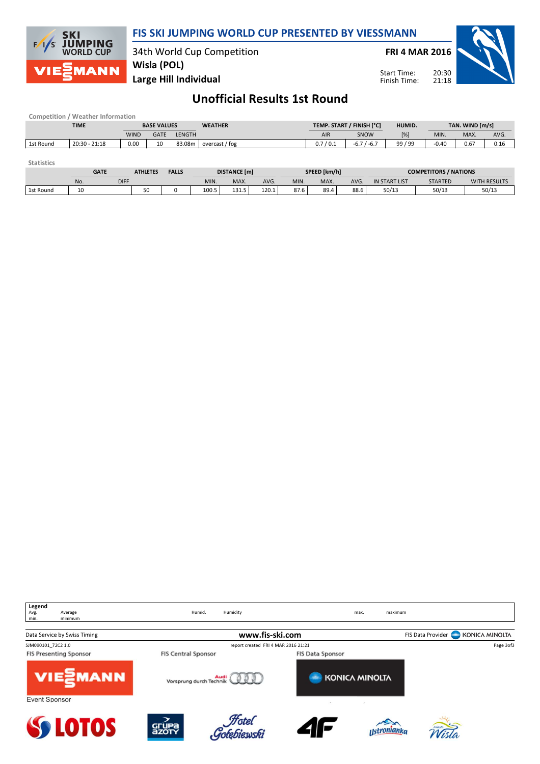# FIS SKI JUMPING WORLD CUP PRESENTED BY VIESSMANN

34th World Cup Competition
**Wisla (POL)**
**Large Hill Individual**

**FRI 4 MAR 2016**

Start Time: 20:30
Finish Time: 21:18

## Unofficial Results 1st Round

Competition / Weather Information

| | TIME | BASE VALUES | | | WEATHER | TEMP. START / FINISH [°C] | | HUMID. | TAN. WIND [m/s] | | |
|---|---|---|---|---|---|---|---|---|---|---|---|
| | | WIND | GATE | LENGTH | | AIR | SNOW | [%] | MIN. | MAX. | AVG. |
| 1st Round | 20:30 - 21:18 | 0.00 | 10 | 83.08m | overcast / fog | 0.7 / 0.1 | -6.7 / -6.7 | 99 / 99 | -0.40 | 0.67 | 0.16 |

Statistics

| | GATE | | ATHLETES | FALLS | DISTANCE [m] | | | SPEED [km/h] | | | COMPETITORS / NATIONS | | |
|---|---|---|---|---|---|---|---|---|---|---|---|---|---|
| | No. | DIFF | | | MIN. | MAX. | AVG. | MIN. | MAX. | AVG. | IN START LIST | STARTED | WITH RESULTS |
| 1st Round | 10 | | 50 | 0 | 100.5 | 131.5 | 120.1 | 87.6 | 89.4 | 88.6 | 50/13 | 50/13 | 50/13 |

**Legend**
Avg. Average
min. minimum
Humid. Humidity
max. maximum

Data Service by Swiss Timing
www.fis-ski.com
FIS Data Provider KONICA MINOLTA
SJM090101_72C2 1.0
report created FRI 4 MAR 2016 21:21

FIS Presenting Sponsor: VIESSMANN
FIS Central Sponsor: Audi Vorsprung durch Technik
FIS Data Sponsor: KONICA MINOLTA
Event Sponsor: LOTOS, Grupa Azoty, Hotel Gołębiewski, 4F, Ustronianka, Wisła